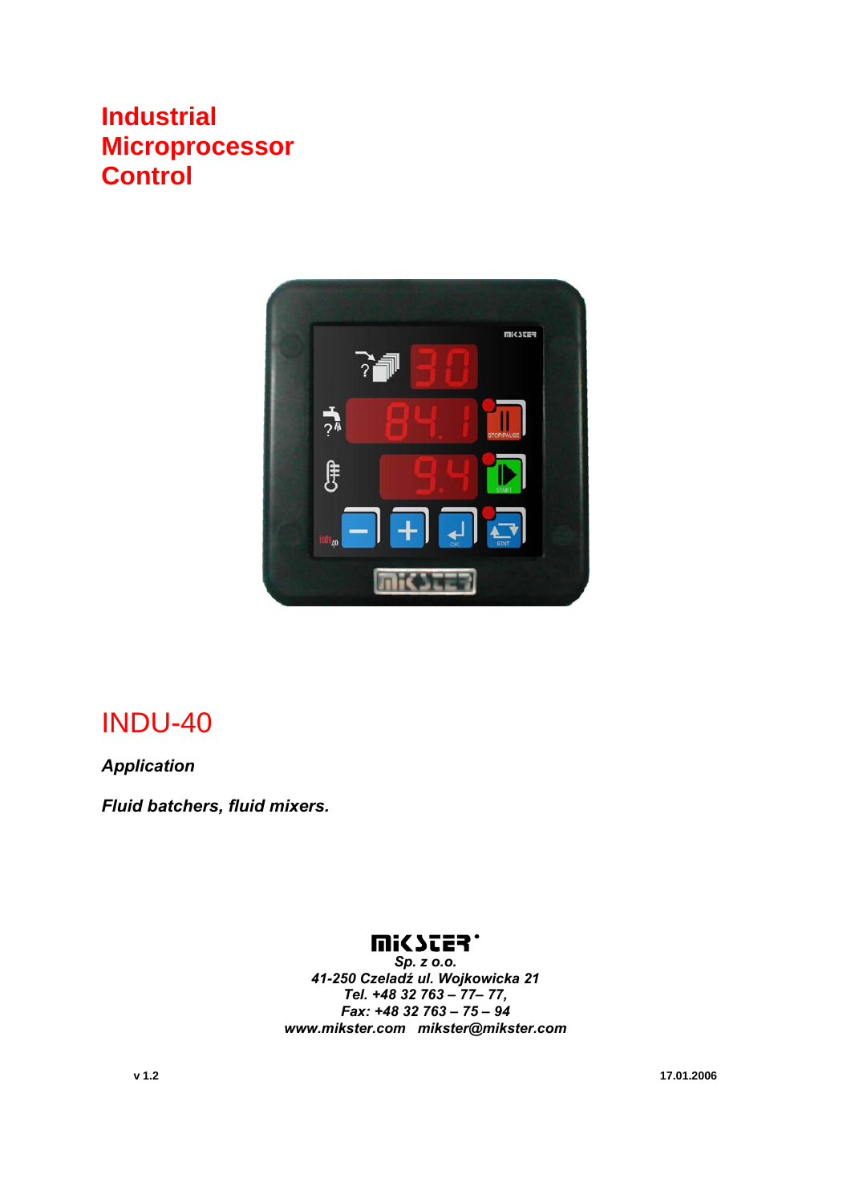# Industrial Microprocessor Control

# INDU-40

***Application***

***Fluid batchers, fluid mixers.***

**MIKSTER**

***Sp. z o.o.***
***41-250 Czeladź ul. Wojkowicka 21***
***Tel. +48 32 763 – 77– 77,***
***Fax: +48 32 763 – 75 – 94***
***www.mikster.com mikster@mikster.com***

**v 1.2** **17.01.2006**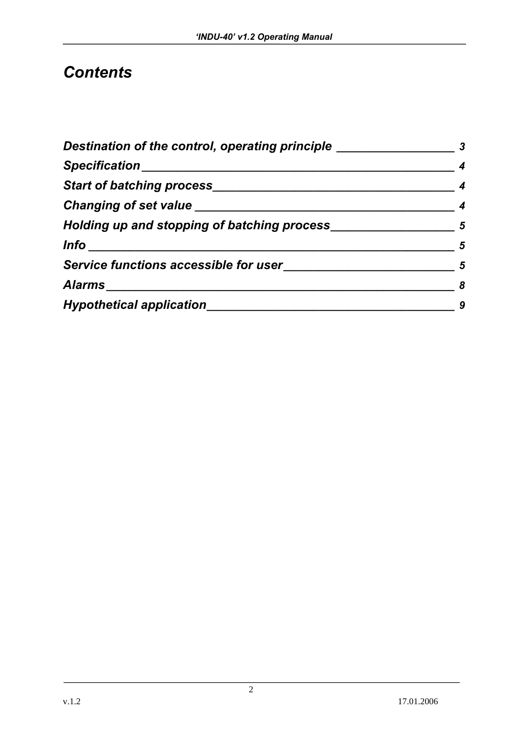# *Contents*

***Destination of the control, operating principle*** ________________ 3

***Specification*** ________________ 4

***Start of batching process*** ________________ 4

***Changing of set value*** ________________ 4

***Holding up and stopping of batching process*** ________________ 5

***Info*** ________________ 5

***Service functions accessible for user*** ________________ 5

***Alarms*** ________________ 8

***Hypothetical application*** ________________ 9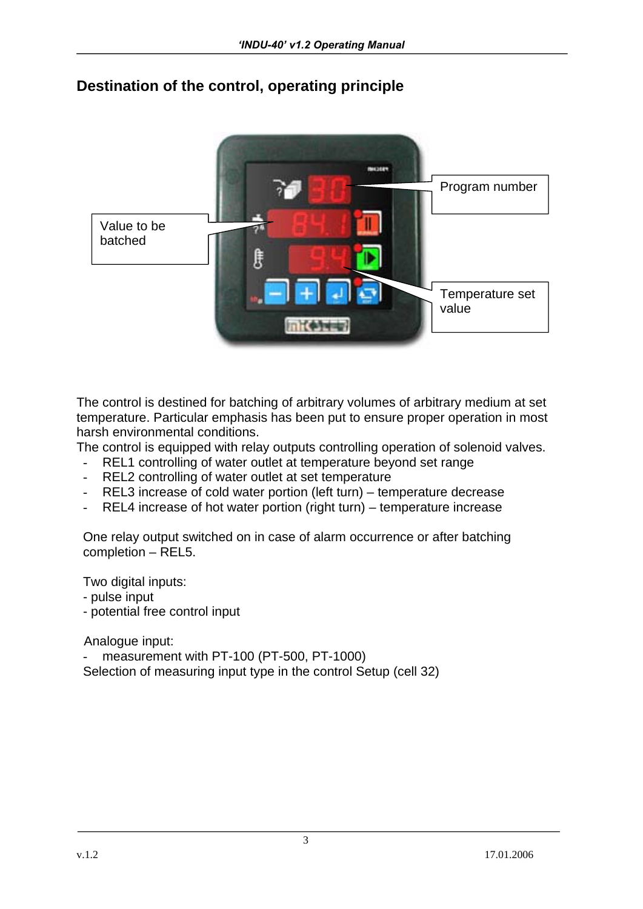## Destination of the control, operating principle

Program number

Value to be batched

Temperature set value

The control is destined for batching of arbitrary volumes of arbitrary medium at set temperature. Particular emphasis has been put to ensure proper operation in most harsh environmental conditions.
The control is equipped with relay outputs controlling operation of solenoid valves.

- REL1 controlling of water outlet at temperature beyond set range
- REL2 controlling of water outlet at set temperature
- REL3 increase of cold water portion (left turn) – temperature decrease
- REL4 increase of hot water portion (right turn) – temperature increase

One relay output switched on in case of alarm occurrence or after batching completion – REL5.

Two digital inputs:
- pulse input
- potential free control input

Analogue input:
- measurement with PT-100 (PT-500, PT-1000)

Selection of measuring input type in the control Setup (cell 32)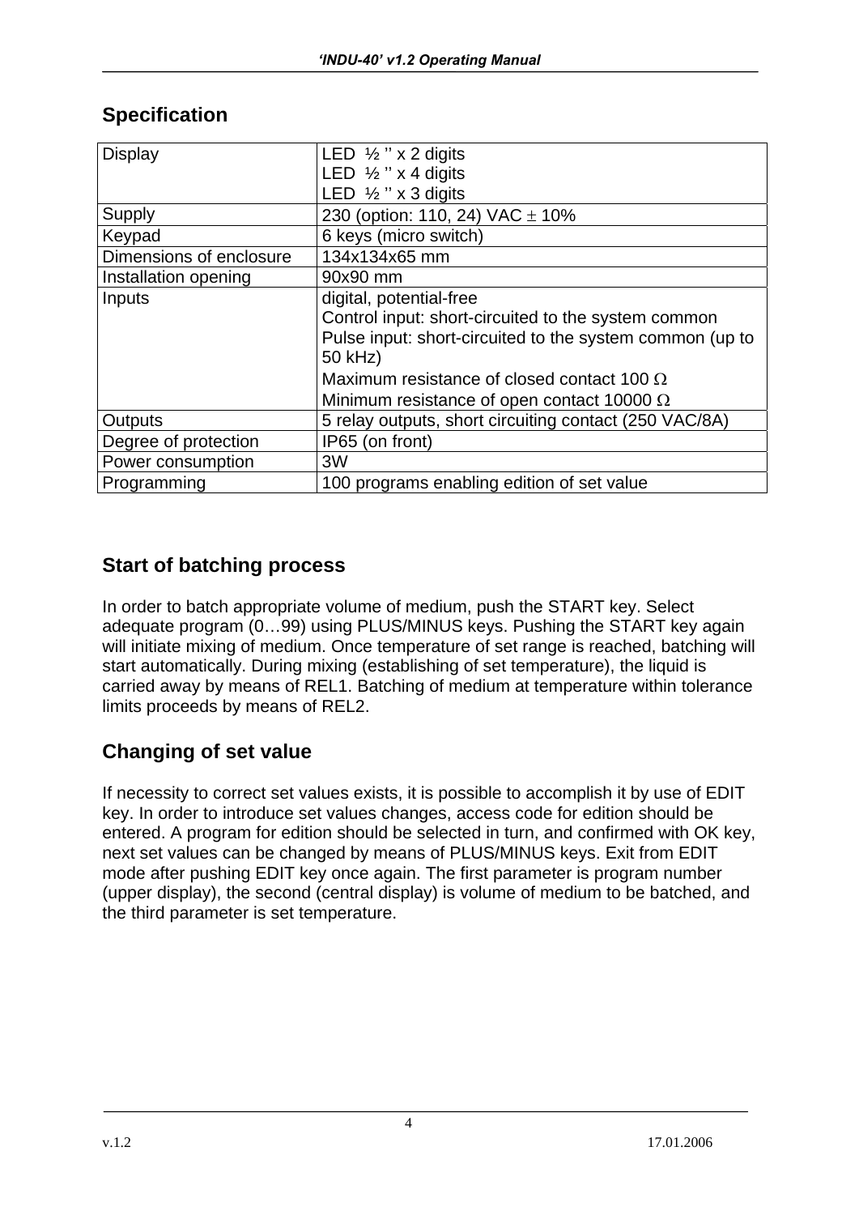## Specification

| | |
|---|---|
| Display | LED ½ '' x 2 digits<br>LED ½ '' x 4 digits<br>LED ½ '' x 3 digits |
| Supply | 230 (option: 110, 24) VAC ± 10% |
| Keypad | 6 keys (micro switch) |
| Dimensions of enclosure | 134x134x65 mm |
| Installation opening | 90x90 mm |
| Inputs | digital, potential-free<br>Control input: short-circuited to the system common<br>Pulse input: short-circuited to the system common (up to 50 kHz)<br>Maximum resistance of closed contact 100 Ω<br>Minimum resistance of open contact 10000 Ω |
| Outputs | 5 relay outputs, short circuiting contact (250 VAC/8A) |
| Degree of protection | IP65 (on front) |
| Power consumption | 3W |
| Programming | 100 programs enabling edition of set value |

## Start of batching process

In order to batch appropriate volume of medium, push the START key. Select adequate program (0…99) using PLUS/MINUS keys. Pushing the START key again will initiate mixing of medium. Once temperature of set range is reached, batching will start automatically. During mixing (establishing of set temperature), the liquid is carried away by means of REL1. Batching of medium at temperature within tolerance limits proceeds by means of REL2.

## Changing of set value

If necessity to correct set values exists, it is possible to accomplish it by use of EDIT key. In order to introduce set values changes, access code for edition should be entered. A program for edition should be selected in turn, and confirmed with OK key, next set values can be changed by means of PLUS/MINUS keys. Exit from EDIT mode after pushing EDIT key once again. The first parameter is program number (upper display), the second (central display) is volume of medium to be batched, and the third parameter is set temperature.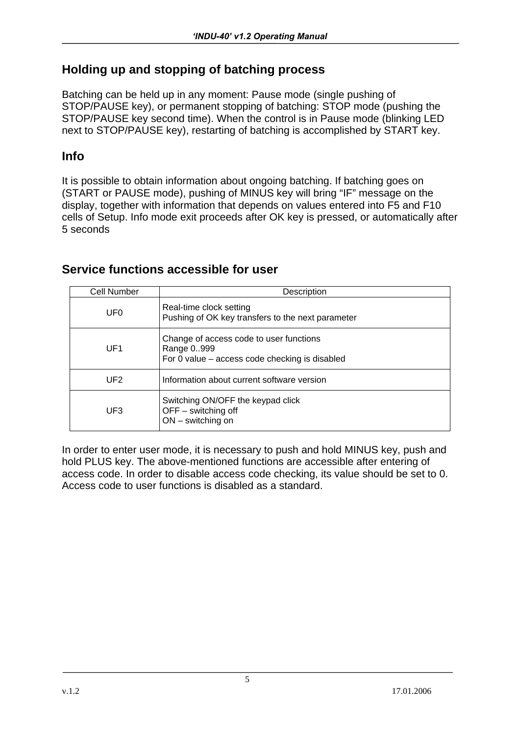## Holding up and stopping of batching process

Batching can be held up in any moment: Pause mode (single pushing of STOP/PAUSE key), or permanent stopping of batching: STOP mode (pushing the STOP/PAUSE key second time). When the control is in Pause mode (blinking LED next to STOP/PAUSE key), restarting of batching is accomplished by START key.

## Info

It is possible to obtain information about ongoing batching. If batching goes on (START or PAUSE mode), pushing of MINUS key will bring “IF” message on the display, together with information that depends on values entered into F5 and F10 cells of Setup. Info mode exit proceeds after OK key is pressed, or automatically after 5 seconds

## Service functions accessible for user

| Cell Number | Description |
|---|---|
| UF0 | Real-time clock setting<br>Pushing of OK key transfers to the next parameter |
| UF1 | Change of access code to user functions<br>Range 0..999<br>For 0 value – access code checking is disabled |
| UF2 | Information about current software version |
| UF3 | Switching ON/OFF the keypad click<br>OFF – switching off<br>ON – switching on |

In order to enter user mode, it is necessary to push and hold MINUS key, push and hold PLUS key. The above-mentioned functions are accessible after entering of access code. In order to disable access code checking, its value should be set to 0. Access code to user functions is disabled as a standard.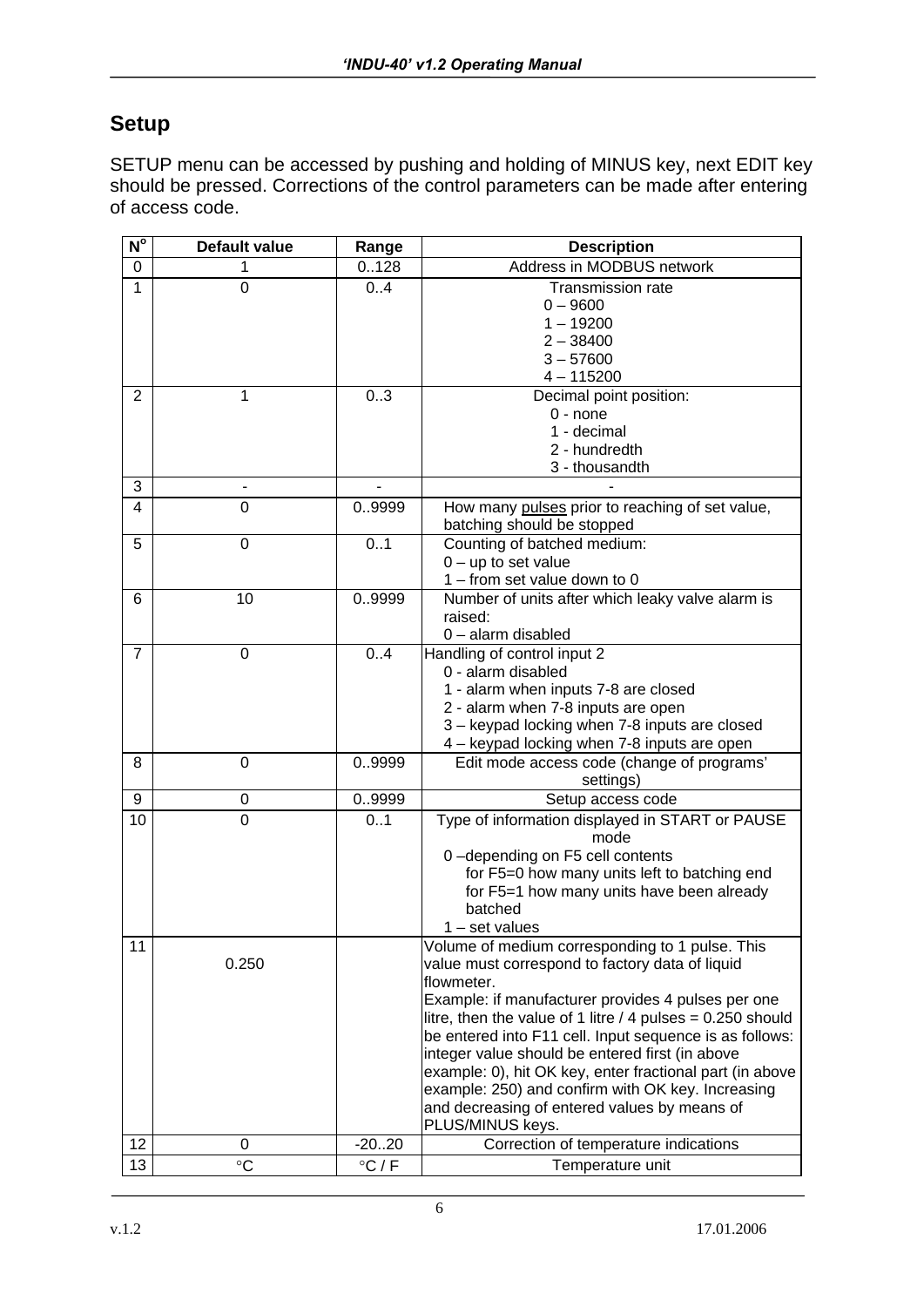## Setup

SETUP menu can be accessed by pushing and holding of MINUS key, next EDIT key should be pressed. Corrections of the control parameters can be made after entering of access code.

| N° | Default value | Range | Description |
|---|---|---|---|
| 0 | 1 | 0..128 | Address in MODBUS network |
| 1 | 0 | 0..4 | Transmission rate<br>0 – 9600<br>1 – 19200<br>2 – 38400<br>3 – 57600<br>4 – 115200 |
| 2 | 1 | 0..3 | Decimal point position:<br>0 - none<br>1 - decimal<br>2 - hundredth<br>3 - thousandth |
| 3 | - | - | - |
| 4 | 0 | 0..9999 | How many pulses prior to reaching of set value, batching should be stopped |
| 5 | 0 | 0..1 | Counting of batched medium:<br>0 – up to set value<br>1 – from set value down to 0 |
| 6 | 10 | 0..9999 | Number of units after which leaky valve alarm is raised:<br>0 – alarm disabled |
| 7 | 0 | 0..4 | Handling of control input 2<br>0 - alarm disabled<br>1 - alarm when inputs 7-8 are closed<br>2 - alarm when 7-8 inputs are open<br>3 – keypad locking when 7-8 inputs are closed<br>4 – keypad locking when 7-8 inputs are open |
| 8 | 0 | 0..9999 | Edit mode access code (change of programs' settings) |
| 9 | 0 | 0..9999 | Setup access code |
| 10 | 0 | 0..1 | Type of information displayed in START or PAUSE mode<br>0 –depending on F5 cell contents<br>for F5=0 how many units left to batching end<br>for F5=1 how many units have been already batched<br>1 – set values |
| 11 | 0.250 | | Volume of medium corresponding to 1 pulse. This value must correspond to factory data of liquid flowmeter.<br>Example: if manufacturer provides 4 pulses per one litre, then the value of 1 litre / 4 pulses = 0.250 should be entered into F11 cell. Input sequence is as follows: integer value should be entered first (in above example: 0), hit OK key, enter fractional part (in above example: 250) and confirm with OK key. Increasing and decreasing of entered values by means of PLUS/MINUS keys. |
| 12 | 0 | -20..20 | Correction of temperature indications |
| 13 | °C | °C / F | Temperature unit |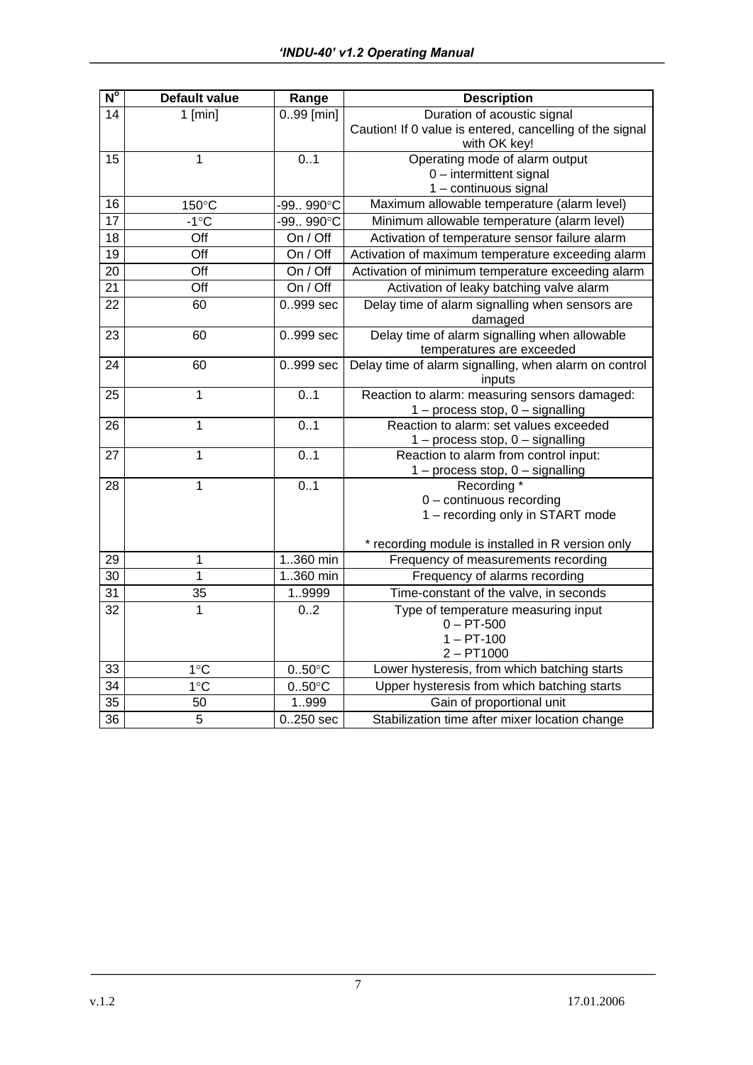| N° | Default value | Range | Description |
|---|---|---|---|
| 14 | 1 [min] | 0..99 [min] | Duration of acoustic signal<br>Caution! If 0 value is entered, cancelling of the signal with OK key! |
| 15 | 1 | 0..1 | Operating mode of alarm output<br>0 – intermittent signal<br>1 – continuous signal |
| 16 | 150°C | -99.. 990°C | Maximum allowable temperature (alarm level) |
| 17 | -1°C | -99.. 990°C | Minimum allowable temperature (alarm level) |
| 18 | Off | On / Off | Activation of temperature sensor failure alarm |
| 19 | Off | On / Off | Activation of maximum temperature exceeding alarm |
| 20 | Off | On / Off | Activation of minimum temperature exceeding alarm |
| 21 | Off | On / Off | Activation of leaky batching valve alarm |
| 22 | 60 | 0..999 sec | Delay time of alarm signalling when sensors are damaged |
| 23 | 60 | 0..999 sec | Delay time of alarm signalling when allowable temperatures are exceeded |
| 24 | 60 | 0..999 sec | Delay time of alarm signalling, when alarm on control inputs |
| 25 | 1 | 0..1 | Reaction to alarm: measuring sensors damaged:<br>1 – process stop, 0 – signalling |
| 26 | 1 | 0..1 | Reaction to alarm: set values exceeded<br>1 – process stop, 0 – signalling |
| 27 | 1 | 0..1 | Reaction to alarm from control input:<br>1 – process stop, 0 – signalling |
| 28 | 1 | 0..1 | Recording *<br>0 – continuous recording<br>1 – recording only in START mode<br><br>* recording module is installed in R version only |
| 29 | 1 | 1..360 min | Frequency of measurements recording |
| 30 | 1 | 1..360 min | Frequency of alarms recording |
| 31 | 35 | 1..9999 | Time-constant of the valve, in seconds |
| 32 | 1 | 0..2 | Type of temperature measuring input<br>0 – PT-500<br>1 – PT-100<br>2 – PT1000 |
| 33 | 1°C | 0..50°C | Lower hysteresis, from which batching starts |
| 34 | 1°C | 0..50°C | Upper hysteresis from which batching starts |
| 35 | 50 | 1..999 | Gain of proportional unit |
| 36 | 5 | 0..250 sec | Stabilization time after mixer location change |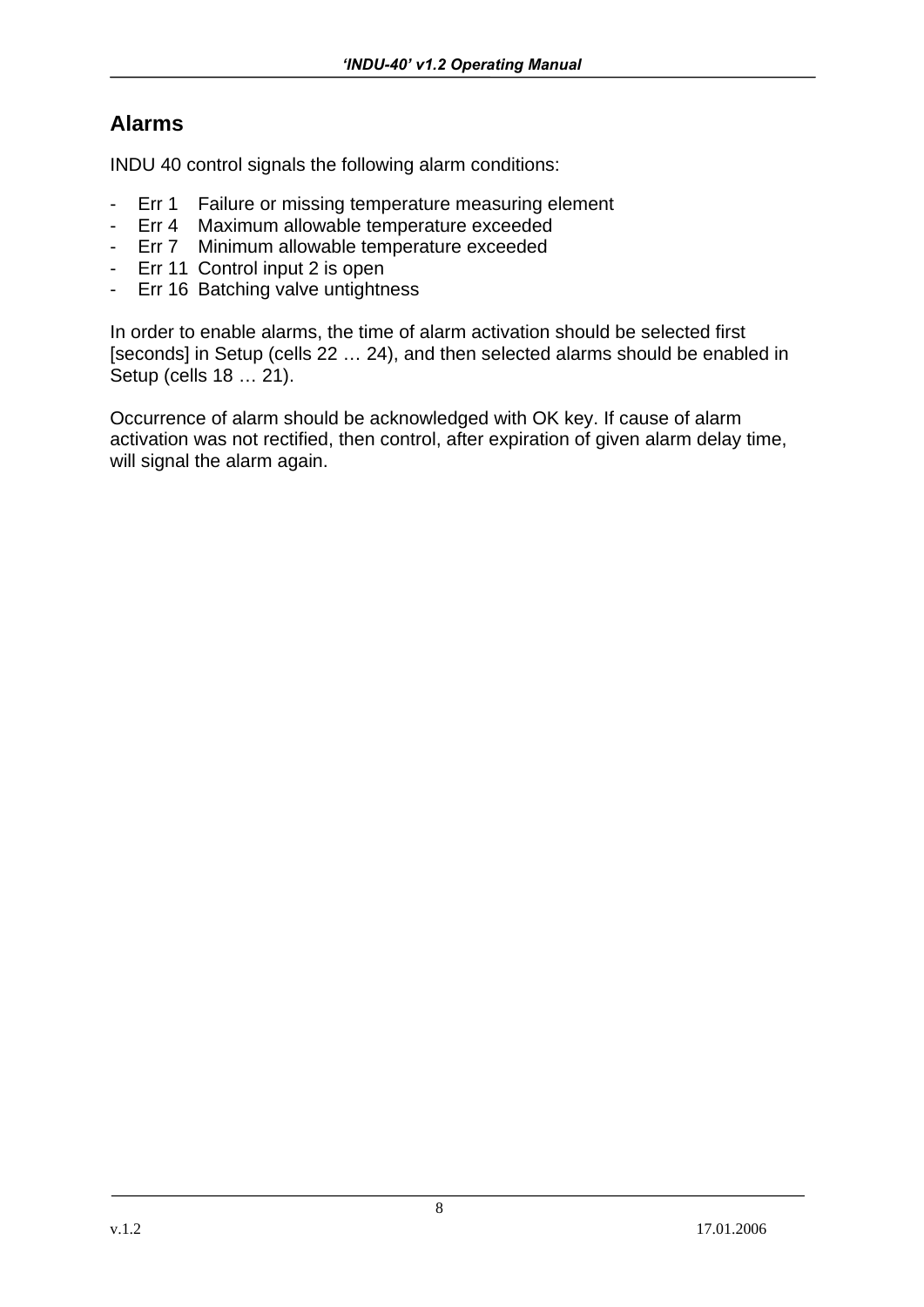## Alarms

INDU 40 control signals the following alarm conditions:

- Err 1 Failure or missing temperature measuring element
- Err 4 Maximum allowable temperature exceeded
- Err 7 Minimum allowable temperature exceeded
- Err 11 Control input 2 is open
- Err 16 Batching valve untightness

In order to enable alarms, the time of alarm activation should be selected first [seconds] in Setup (cells 22 … 24), and then selected alarms should be enabled in Setup (cells 18 … 21).

Occurrence of alarm should be acknowledged with OK key. If cause of alarm activation was not rectified, then control, after expiration of given alarm delay time, will signal the alarm again.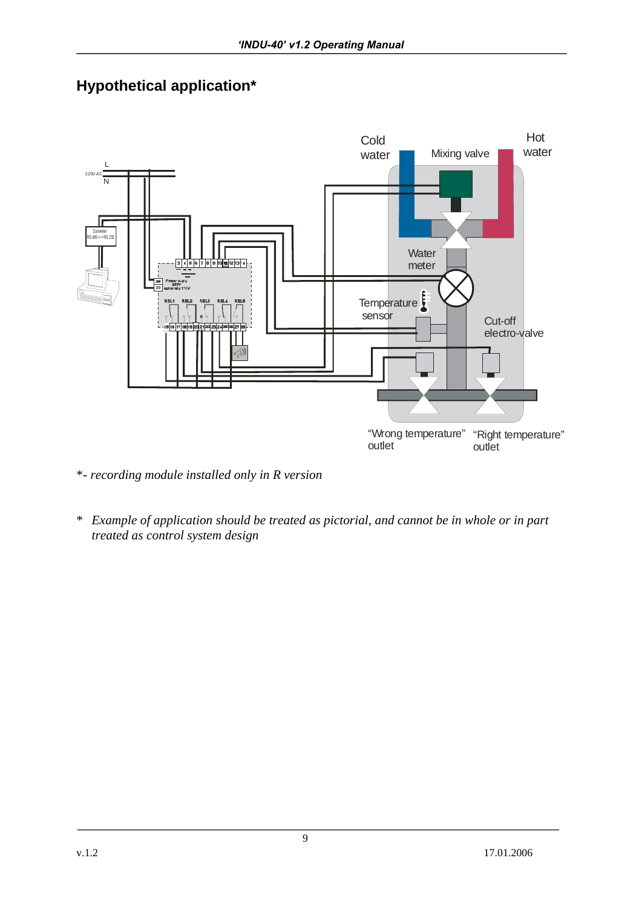## Hypothetical application*

*- *recording module installed only in R version*

\* *Example of application should be treated as pictorial, and cannot be in whole or in part treated as control system design*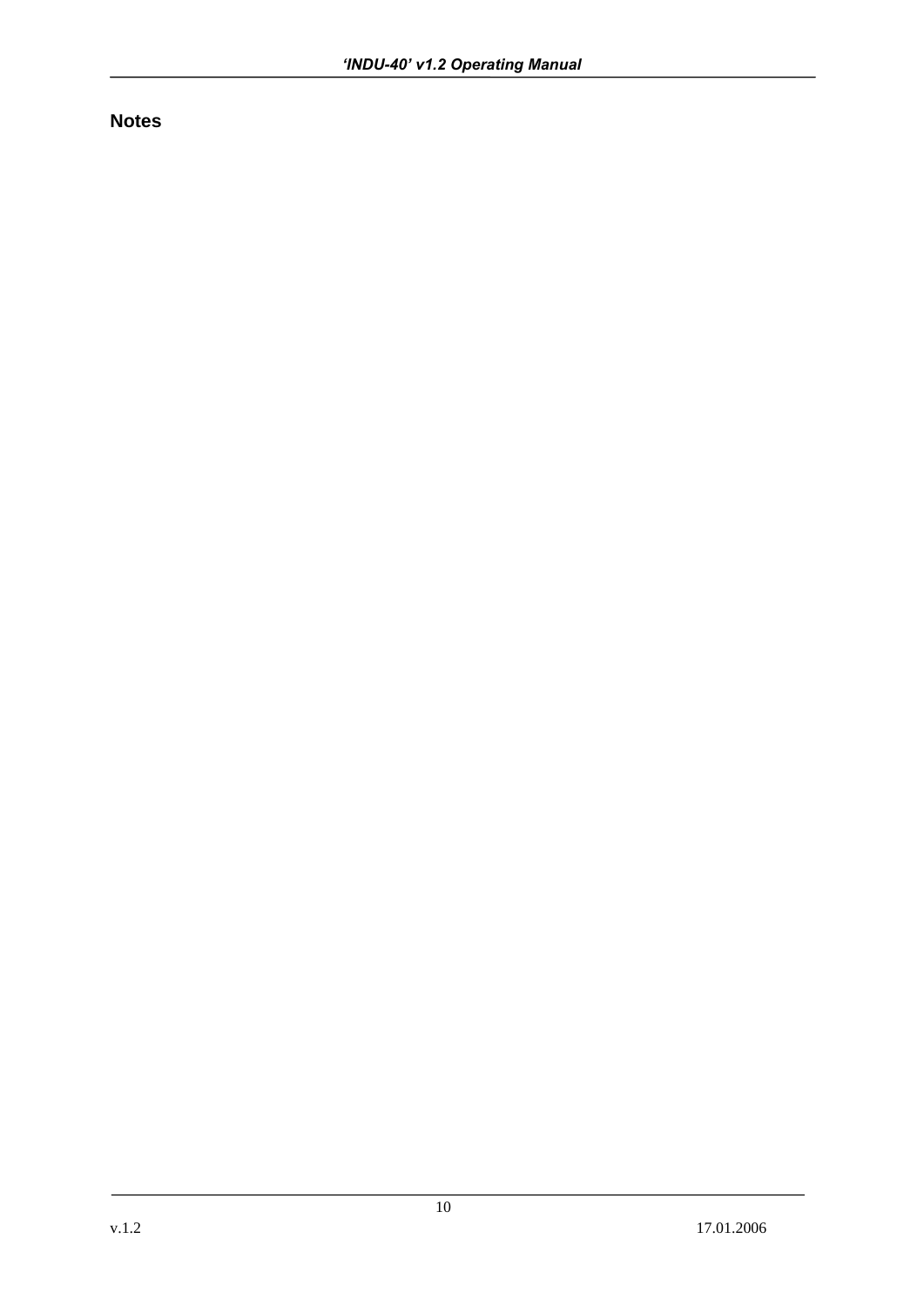## Notes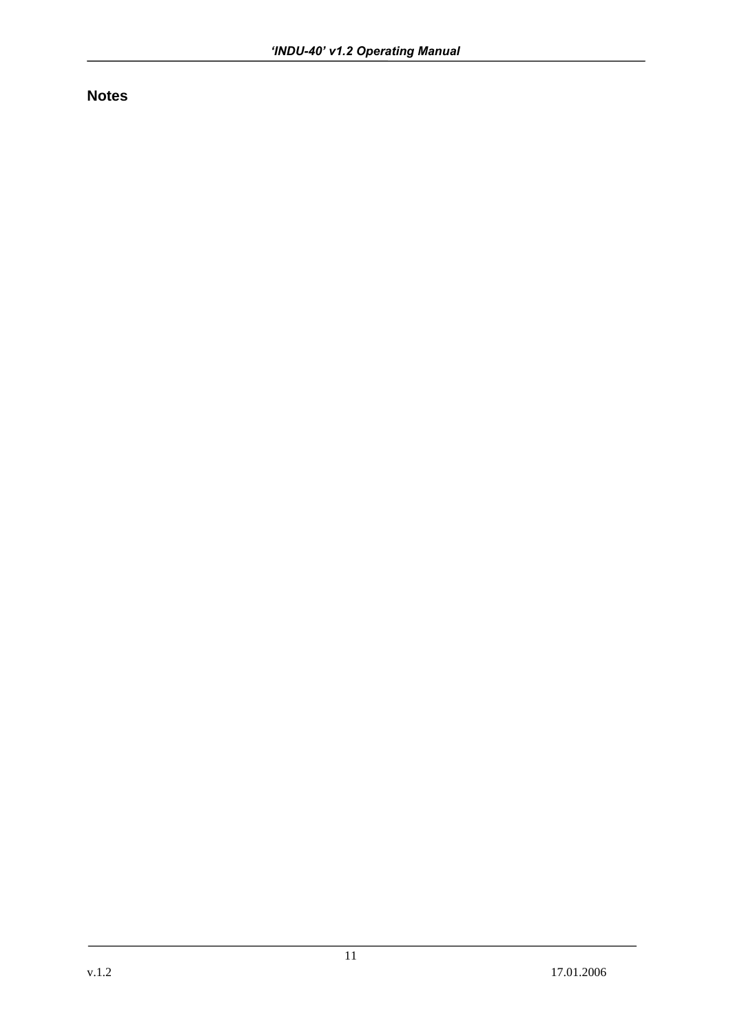## Notes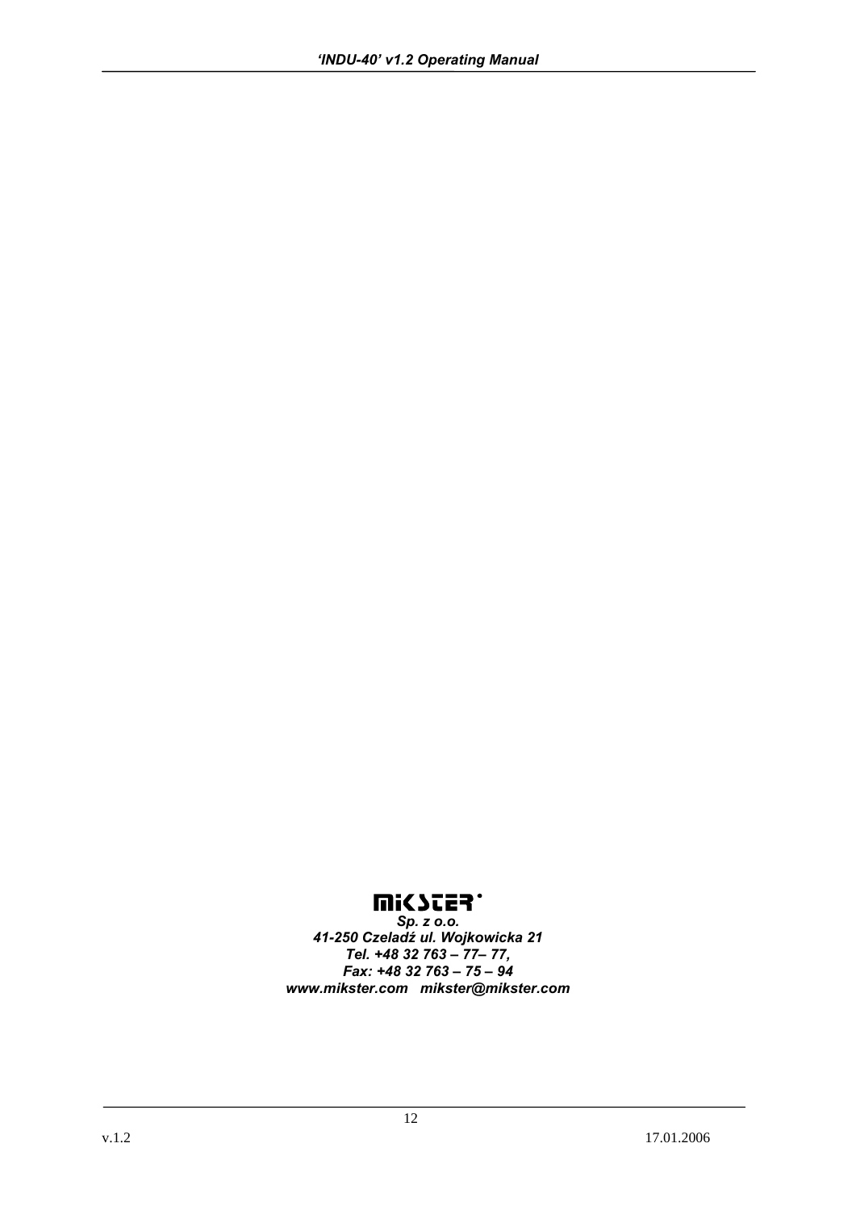**MIKSTER**

***Sp. z o.o.***
***41-250 Czeladź ul. Wojkowicka 21***
***Tel. +48 32 763 – 77– 77,***
***Fax: +48 32 763 – 75 – 94***
***www.mikster.com   mikster@mikster.com***